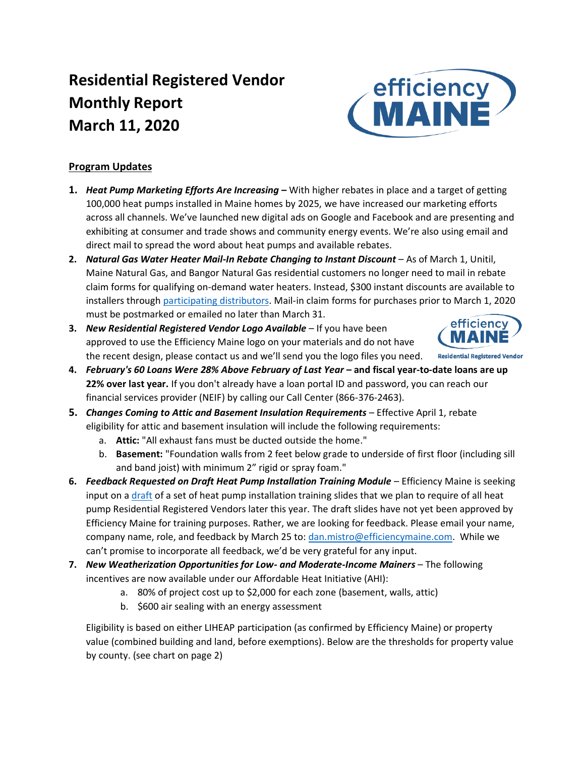# Residential Registered Vendor Monthly Report March 11, 2020

## Program Updates

1. ***Heat Pump Marketing Efforts Are Increasing –*** With higher rebates in place and a target of getting 100,000 heat pumps installed in Maine homes by 2025, we have increased our marketing efforts across all channels. We've launched new digital ads on Google and Facebook and are presenting and exhibiting at consumer and trade shows and community energy events. We're also using email and direct mail to spread the word about heat pumps and available rebates.
2. ***Natural Gas Water Heater Mail-In Rebate Changing to Instant Discount*** – As of March 1, Unitil, Maine Natural Gas, and Bangor Natural Gas residential customers no longer need to mail in rebate claim forms for qualifying on-demand water heaters. Instead, $300 instant discounts are available to installers through participating distributors. Mail-in claim forms for purchases prior to March 1, 2020 must be postmarked or emailed no later than March 31.
3. ***New Residential Registered Vendor Logo Available*** – If you have been approved to use the Efficiency Maine logo on your materials and do not have the recent design, please contact us and we'll send you the logo files you need.
4. ***February's 60 Loans Were 28% Above February of Last Year* – and fiscal year-to-date loans are up 22% over last year.** If you don't already have a loan portal ID and password, you can reach our financial services provider (NEIF) by calling our Call Center (866-376-2463).
5. ***Changes Coming to Attic and Basement Insulation Requirements*** – Effective April 1, rebate eligibility for attic and basement insulation will include the following requirements:
   a. **Attic:** "All exhaust fans must be ducted outside the home."
   b. **Basement:** "Foundation walls from 2 feet below grade to underside of first floor (including sill and band joist) with minimum 2" rigid or spray foam."
6. ***Feedback Requested on Draft Heat Pump Installation Training Module*** – Efficiency Maine is seeking input on a draft of a set of heat pump installation training slides that we plan to require of all heat pump Residential Registered Vendors later this year. The draft slides have not yet been approved by Efficiency Maine for training purposes. Rather, we are looking for feedback. Please email your name, company name, role, and feedback by March 25 to: dan.mistro@efficiencymaine.com. While we can't promise to incorporate all feedback, we'd be very grateful for any input.
7. ***New Weatherization Opportunities for Low- and Moderate-Income Mainers*** – The following incentives are now available under our Affordable Heat Initiative (AHI):
   a. 80% of project cost up to $2,000 for each zone (basement, walls, attic)
   b. $600 air sealing with an energy assessment

   Eligibility is based on either LIHEAP participation (as confirmed by Efficiency Maine) or property value (combined building and land, before exemptions). Below are the thresholds for property value by county. (see chart on page 2)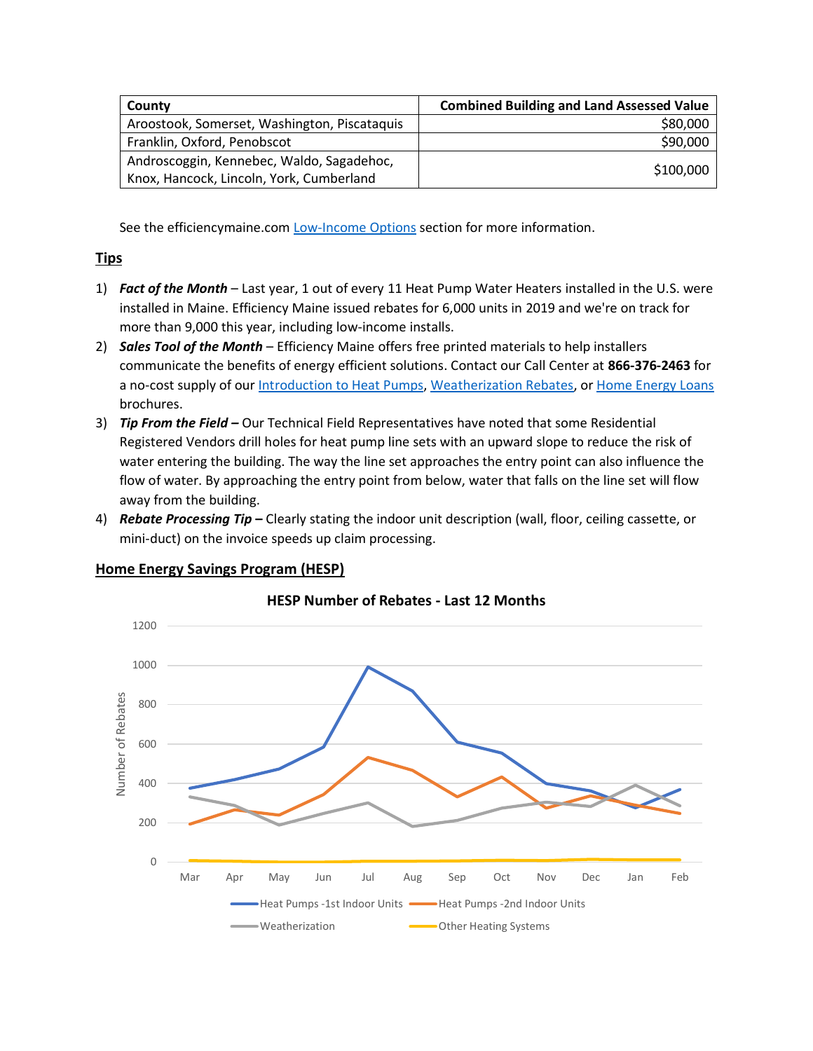| County | Combined Building and Land Assessed Value |
| --- | --- |
| Aroostook, Somerset, Washington, Piscataquis | $80,000 |
| Franklin, Oxford, Penobscot | $90,000 |
| Androscoggin, Kennebec, Waldo, Sagadehoc, Knox, Hancock, Lincoln, York, Cumberland | $100,000 |

See the efficiencymaine.com [Low-Income Options](#) section for more information.

## Tips

1) ***Fact of the Month*** – Last year, 1 out of every 11 Heat Pump Water Heaters installed in the U.S. were installed in Maine. Efficiency Maine issued rebates for 6,000 units in 2019 and we're on track for more than 9,000 this year, including low-income installs.
2) ***Sales Tool of the Month*** – Efficiency Maine offers free printed materials to help installers communicate the benefits of energy efficient solutions. Contact our Call Center at **866-376-2463** for a no-cost supply of our [Introduction to Heat Pumps](#), [Weatherization Rebates](#), or [Home Energy Loans](#) brochures.
3) ***Tip From the Field –*** Our Technical Field Representatives have noted that some Residential Registered Vendors drill holes for heat pump line sets with an upward slope to reduce the risk of water entering the building. The way the line set approaches the entry point can also influence the flow of water. By approaching the entry point from below, water that falls on the line set will flow away from the building.
4) ***Rebate Processing Tip –*** Clearly stating the indoor unit description (wall, floor, ceiling cassette, or mini-duct) on the invoice speeds up claim processing.

## Home Energy Savings Program (HESP)

**HESP Number of Rebates - Last 12 Months**

Y-axis: Number of Rebates (0–1200). X-axis: Mar, Apr, May, Jun, Jul, Aug, Sep, Oct, Nov, Dec, Jan, Feb.

Legend: Heat Pumps -1st Indoor Units; Heat Pumps -2nd Indoor Units; Weatherization; Other Heating Systems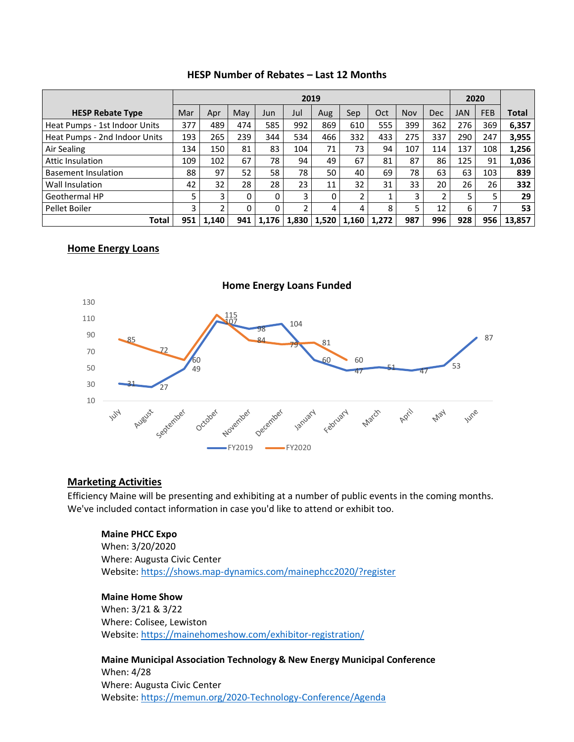**HESP Number of Rebates – Last 12 Months**

| HESP Rebate Type | 2019 | | | | | | | | | | 2020 | | Total |
|---|---|---|---|---|---|---|---|---|---|---|---|---|---|
| | Mar | Apr | May | Jun | Jul | Aug | Sep | Oct | Nov | Dec | JAN | FEB | |
| Heat Pumps - 1st Indoor Units | 377 | 489 | 474 | 585 | 992 | 869 | 610 | 555 | 399 | 362 | 276 | 369 | **6,357** |
| Heat Pumps - 2nd Indoor Units | 193 | 265 | 239 | 344 | 534 | 466 | 332 | 433 | 275 | 337 | 290 | 247 | **3,955** |
| Air Sealing | 134 | 150 | 81 | 83 | 104 | 71 | 73 | 94 | 107 | 114 | 137 | 108 | **1,256** |
| Attic Insulation | 109 | 102 | 67 | 78 | 94 | 49 | 67 | 81 | 87 | 86 | 125 | 91 | **1,036** |
| Basement Insulation | 88 | 97 | 52 | 58 | 78 | 50 | 40 | 69 | 78 | 63 | 63 | 103 | **839** |
| Wall Insulation | 42 | 32 | 28 | 28 | 23 | 11 | 32 | 31 | 33 | 20 | 26 | 26 | **332** |
| Geothermal HP | 5 | 3 | 0 | 0 | 3 | 0 | 2 | 1 | 3 | 2 | 5 | 5 | **29** |
| Pellet Boiler | 3 | 2 | 0 | 0 | 2 | 4 | 4 | 8 | 5 | 12 | 6 | 7 | **53** |
| **Total** | **951** | **1,140** | **941** | **1,176** | **1,830** | **1,520** | **1,160** | **1,272** | **987** | **996** | **928** | **956** | **13,857** |

## Home Energy Loans

Home Energy Loans Funded

130
110
90
70
50
30
10

July, August, September, October, November, December, January, February, March, April, May, June

FY2019: 31, 27, 49, 107, 98, 104, 60, 47, 51, 47, 53, 87

FY2020: 85, 72, 60, 115, 84, 79, 81, 60

FY2019 FY2020

## Marketing Activities

Efficiency Maine will be presenting and exhibiting at a number of public events in the coming months. We've included contact information in case you'd like to attend or exhibit too.

**Maine PHCC Expo**
When: 3/20/2020
Where: Augusta Civic Center
Website: https://shows.map-dynamics.com/mainephcc2020/?register

**Maine Home Show**
When: 3/21 & 3/22
Where: Colisee, Lewiston
Website: https://mainehomeshow.com/exhibitor-registration/

**Maine Municipal Association Technology & New Energy Municipal Conference**
When: 4/28
Where: Augusta Civic Center
Website: https://memun.org/2020-Technology-Conference/Agenda